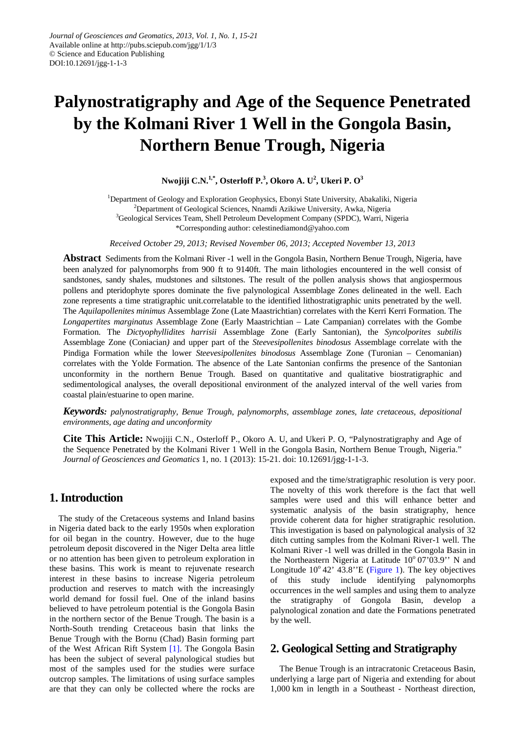Journal of Geosciences and Geomatics, 2013, Vol. 1, No. 1, 15-21
Available online at http://pubs.sciepub.com/jgg/1/1/3
© Science and Education Publishing
DOI:10.12691/jgg-1-1-3

# Palynostratigraphy and Age of the Sequence Penetrated by the Kolmani River 1 Well in the Gongola Basin, Northern Benue Trough, Nigeria

**Nwojiji C.N.[1,*], Osterloff P.[3], Okoro A. U[2], Ukeri P. O[3]**

[1]Department of Geology and Exploration Geophysics, Ebonyi State University, Abakaliki, Nigeria
[2]Department of Geological Sciences, Nnamdi Azikiwe University, Awka, Nigeria
[3]Geological Services Team, Shell Petroleum Development Company (SPDC), Warri, Nigeria
*Corresponding author: celestinediamond@yahoo.com

*Received October 29, 2013; Revised November 06, 2013; Accepted November 13, 2013*

**Abstract** Sediments from the Kolmani River -1 well in the Gongola Basin, Northern Benue Trough, Nigeria, have been analyzed for palynomorphs from 900 ft to 9140ft. The main lithologies encountered in the well consist of sandstones, sandy shales, mudstones and siltstones. The result of the pollen analysis shows that angiospermous pollens and pteridophyte spores dominate the five palynological Assemblage Zones delineated in the well. Each zone represents a time stratigraphic unit.correlatable to the identified lithostratigraphic units penetrated by the well. The *Aquilapollenites minimus* Assemblage Zone (Late Maastrichtian) correlates with the Kerri Kerri Formation. The *Longapertites marginatus* Assemblage Zone (Early Maastrichtian – Late Campanian) correlates with the Gombe Formation. The *Dictyophyllidites harrisii* Assemblage Zone (Early Santonian), the *Syncolporites subtilis* Assemblage Zone (Coniacian*)* and upper part of the *Steevesipollenites binodosus* Assemblage correlate with the Pindiga Formation while the lower *Steevesipollenites binodosus* Assemblage Zone (Turonian – Cenomanian) correlates with the Yolde Formation. The absence of the Late Santonian confirms the presence of the Santonian unconformity in the northern Benue Trough. Based on quantitative and qualitative biostratigraphic and sedimentological analyses, the overall depositional environment of the analyzed interval of the well varies from coastal plain/estuarine to open marine.

***Keywords:*** *palynostratigraphy, Benue Trough, palynomorphs, assemblage zones, late cretaceous, depositional environments, age dating and unconformity*

**Cite This Article:** Nwojiji C.N., Osterloff P., Okoro A. U, and Ukeri P. O, "Palynostratigraphy and Age of the Sequence Penetrated by the Kolmani River 1 Well in the Gongola Basin, Northern Benue Trough, Nigeria." *Journal of Geosciences and Geomatics* 1, no. 1 (2013): 15-21. doi: 10.12691/jgg-1-1-3.

## 1. Introduction

The study of the Cretaceous systems and Inland basins in Nigeria dated back to the early 1950s when exploration for oil began in the country. However, due to the huge petroleum deposit discovered in the Niger Delta area little or no attention has been given to petroleum exploration in these basins. This work is meant to rejuvenate research interest in these basins to increase Nigeria petroleum production and reserves to match with the increasingly world demand for fossil fuel. One of the inland basins believed to have petroleum potential is the Gongola Basin in the northern sector of the Benue Trough. The basin is a North-South trending Cretaceous basin that links the Benue Trough with the Bornu (Chad) Basin forming part of the West African Rift System [1]. The Gongola Basin has been the subject of several palynological studies but most of the samples used for the studies were surface outcrop samples. The limitations of using surface samples are that they can only be collected where the rocks are exposed and the time/stratigraphic resolution is very poor. The novelty of this work therefore is the fact that well samples were used and this will enhance better and systematic analysis of the basin stratigraphy, hence provide coherent data for higher stratigraphic resolution. This investigation is based on palynological analysis of 32 ditch cutting samples from the Kolmani River-1 well. The Kolmani River -1 well was drilled in the Gongola Basin in the Northeastern Nigeria at Latitude 10° 07'03.9'' N and Longitude 10° 42' 43.8''E (Figure 1). The key objectives of this study include identifying palynomorphs occurrences in the well samples and using them to analyze the stratigraphy of Gongola Basin, develop a palynological zonation and date the Formations penetrated by the well.

## 2. Geological Setting and Stratigraphy

The Benue Trough is an intracratonic Cretaceous Basin, underlying a large part of Nigeria and extending for about 1,000 km in length in a Southeast - Northeast direction,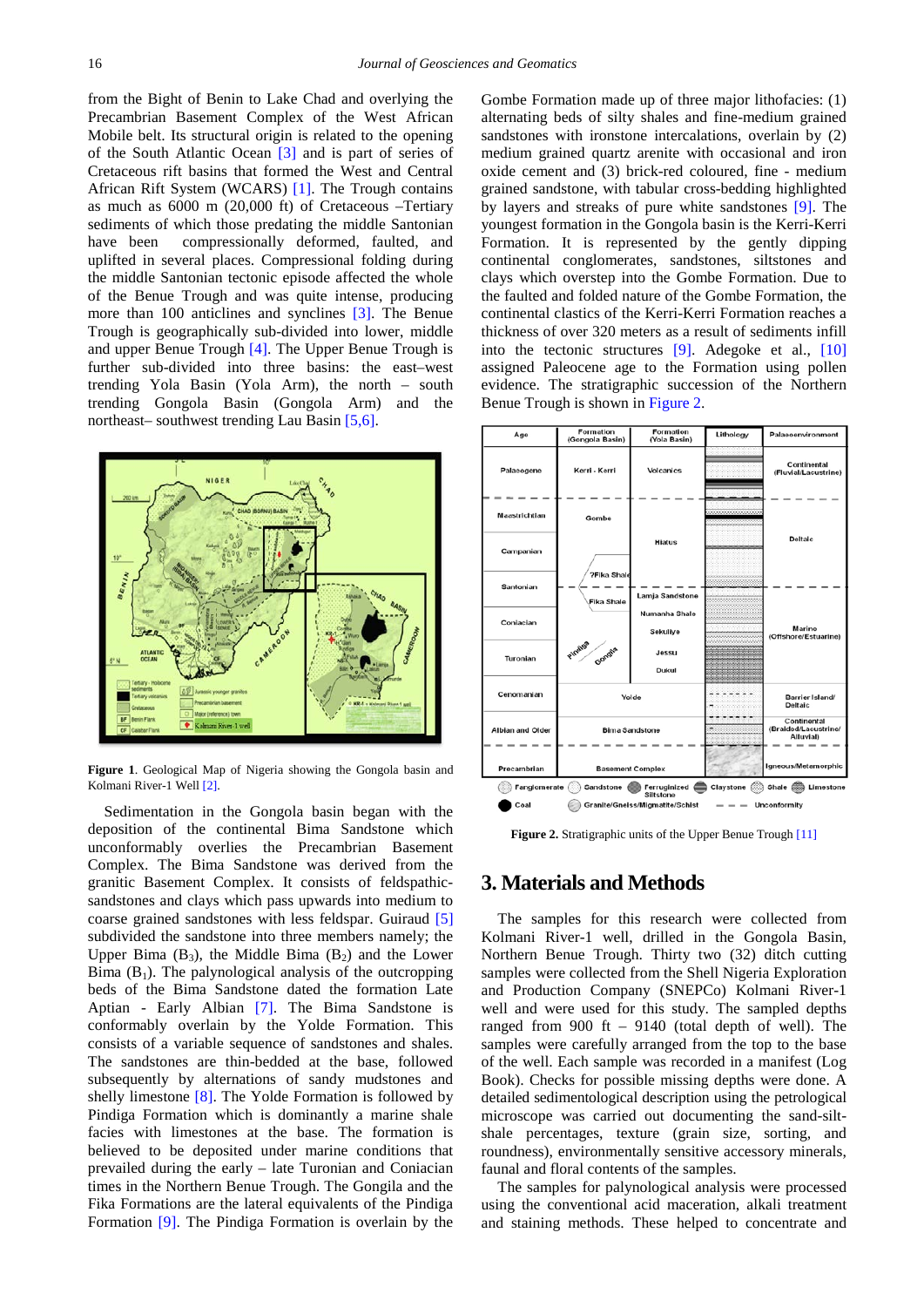from the Bight of Benin to Lake Chad and overlying the Precambrian Basement Complex of the West African Mobile belt. Its structural origin is related to the opening of the South Atlantic Ocean [3] and is part of series of Cretaceous rift basins that formed the West and Central African Rift System (WCARS) [1]. The Trough contains as much as 6000 m (20,000 ft) of Cretaceous –Tertiary sediments of which those predating the middle Santonian have been compressionally deformed, faulted, and uplifted in several places. Compressional folding during the middle Santonian tectonic episode affected the whole of the Benue Trough and was quite intense, producing more than 100 anticlines and synclines [3]. The Benue Trough is geographically sub-divided into lower, middle and upper Benue Trough [4]. The Upper Benue Trough is further sub-divided into three basins: the east–west trending Yola Basin (Yola Arm), the north – south trending Gongola Basin (Gongola Arm) and the northeast– southwest trending Lau Basin [5,6].

**Figure 1**. Geological Map of Nigeria showing the Gongola basin and Kolmani River-1 Well [2].

Sedimentation in the Gongola basin began with the deposition of the continental Bima Sandstone which unconformably overlies the Precambrian Basement Complex. The Bima Sandstone was derived from the granitic Basement Complex. It consists of feldspathic-sandstones and clays which pass upwards into medium to coarse grained sandstones with less feldspar. Guiraud [5] subdivided the sandstone into three members namely; the Upper Bima ($B_3$), the Middle Bima ($B_2$) and the Lower Bima ($B_1$). The palynological analysis of the outcropping beds of the Bima Sandstone dated the formation Late Aptian - Early Albian [7]. The Bima Sandstone is conformably overlain by the Yolde Formation. This consists of a variable sequence of sandstones and shales. The sandstones are thin-bedded at the base, followed subsequently by alternations of sandy mudstones and shelly limestone [8]. The Yolde Formation is followed by Pindiga Formation which is dominantly a marine shale facies with limestones at the base. The formation is believed to be deposited under marine conditions that prevailed during the early – late Turonian and Coniacian times in the Northern Benue Trough. The Gongila and the Fika Formations are the lateral equivalents of the Pindiga Formation [9]. The Pindiga Formation is overlain by the Gombe Formation made up of three major lithofacies: (1) alternating beds of silty shales and fine-medium grained sandstones with ironstone intercalations, overlain by (2) medium grained quartz arenite with occasional and iron oxide cement and (3) brick-red coloured, fine - medium grained sandstone, with tabular cross-bedding highlighted by layers and streaks of pure white sandstones [9]. The youngest formation in the Gongola basin is the Kerri-Kerri Formation. It is represented by the gently dipping continental conglomerates, sandstones, siltstones and clays which overstep into the Gombe Formation. Due to the faulted and folded nature of the Gombe Formation, the continental clastics of the Kerri-Kerri Formation reaches a thickness of over 320 meters as a result of sediments infill into the tectonic structures [9]. Adegoke et al., [10] assigned Paleocene age to the Formation using pollen evidence. The stratigraphic succession of the Northern Benue Trough is shown in Figure 2.

**Figure 2.** Stratigraphic units of the Upper Benue Trough [11]

## 3. Materials and Methods

The samples for this research were collected from Kolmani River-1 well, drilled in the Gongola Basin, Northern Benue Trough. Thirty two (32) ditch cutting samples were collected from the Shell Nigeria Exploration and Production Company (SNEPCo) Kolmani River-1 well and were used for this study. The sampled depths ranged from 900 ft – 9140 (total depth of well). The samples were carefully arranged from the top to the base of the well. Each sample was recorded in a manifest (Log Book). Checks for possible missing depths were done. A detailed sedimentological description using the petrological microscope was carried out documenting the sand-silt-shale percentages, texture (grain size, sorting, and roundness), environmentally sensitive accessory minerals, faunal and floral contents of the samples.

The samples for palynological analysis were processed using the conventional acid maceration, alkali treatment and staining methods. These helped to concentrate and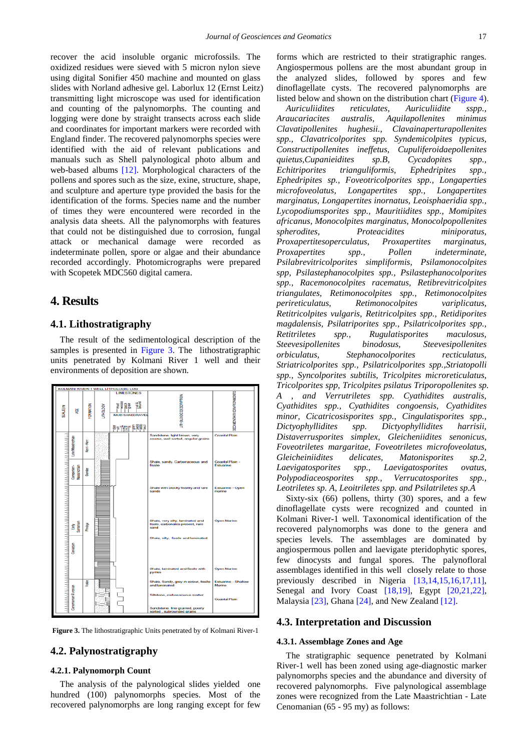recover the acid insoluble organic microfossils. The oxidized residues were sieved with 5 micron nylon sieve using digital Sonifier 450 machine and mounted on glass slides with Norland adhesive gel. Laborlux 12 (Ernst Leitz) transmitting light microscope was used for identification and counting of the palynomorphs. The counting and logging were done by straight transects across each slide and coordinates for important markers were recorded with England finder. The recovered palynomorphs species were identified with the aid of relevant publications and manuals such as Shell palynological photo album and web-based albums [12]. Morphological characters of the pollens and spores such as the size, exine, structure, shape, and sculpture and aperture type provided the basis for the identification of the forms. Species name and the number of times they were encountered were recorded in the analysis data sheets. All the palynomorphs with features that could not be distinguished due to corrosion, fungal attack or mechanical damage were recorded as indeterminate pollen, spore or algae and their abundance recorded accordingly. Photomicrographs were prepared with Scopetek MDC560 digital camera.

## 4. Results

### 4.1. Lithostratigraphy

The result of the sedimentological description of the samples is presented in Figure 3. The lithostratigraphic units penetrated by Kolmani River 1 well and their environments of deposition are shown.

Figure 3. The lithostratigraphic Units penetrated by of Kolmani River-1

### 4.2. Palynostratigraphy

#### 4.2.1. Palynomorph Count

The analysis of the palynological slides yielded one hundred (100) palynomorphs species. Most of the recovered palynomorphs are long ranging except for few forms which are restricted to their stratigraphic ranges. Angiospermous pollens are the most abundant group in the analyzed slides, followed by spores and few dinoflagellate cysts. The recovered palynomorphs are listed below and shown on the distribution chart (Figure 4).

*Auriculiidites reticulates, Auriculiidite sspp., Araucariacites australis, Aquilapollenites minimus Clavatipollenites hughesii., Clavainaperturapollenites spp., Clavatricolpites spp. Syndemicolpites typicus, Constructipollenites ineffetus, Cupuliferoidaepollenites quietus,Cupanieidites sp.B, Cycadopites spp., Echitriporites trianguliformis, Ephedripites spp., Ephedripites sp., Foveotricolporites spp., Longapertes microfoveolatus, Longapertes spp., Longapertites marginatus, Longapertites inornatus, Leoisphaeridia spp., Lycopodiumsporites spp., Mauritiidites spp., Momipites africanus, Monocolpites marginatus, Monocolpopollenites spherodites, Proteacidites miniporatus, Proxapertitesoperculatus, Proxapertites marginatus, Proxapertites spp., Pollen indeterminate, Psilabrevitricolporites simpliformis, Psilamonocolpites spp, Psilastephanocolpites spp., Psilastephanocolporites spp., Racemonocolpites racematus, Retibrevitricolpites triangulates, Retimonocolpites spp., Retimonocolpites perireticulatus, Retimonocolpites variplicatus, Retitricolpites vulgaris, Retitricolpites spp., Retidiporites magdalensis, Psilatriporites spp., Psilatricolporites spp., Retitriletes spp., Rugulatisporites maculosus, Steevesipollenites binodosus, Steevesipollenites orbiculatus, Stephanocolporites recticulatus, Striatricolporites spp., Psilatricolporites spp.,Striatopolli spp., Syncolporites subtilis, Tricolpites microreticulatus, Tricolporites spp, Tricolpites psilatus Triporopollenites sp. A , and Verrutriletes spp. Cyathidites australis, Cyathidites spp., Cyathidites congoensis, Cyathidites minor, Cicatricosisporites spp., Cingulatisporites spp., Dictyophyllidites spp. Dictyophyllidites harrisii, Distaverrusporites simplex, Gleicheniidites senonicus, Foveotriletes margaritae, Foveotriletes microfoveolatus, Gleicheiniidites delicates, Matonisporites sp.2, Laevigatosporites spp., Laevigatosporites ovatus, Polypodiaceosporites spp., Verrucatosporites spp., Leotriletes sp. A, Leoitriletes spp. and Psilatriletes sp.A*

Sixty-six (66) pollens, thirty (30) spores, and a few dinoflagellate cysts were recognized and counted in Kolmani River-1 well. Taxonomical identification of the recovered palynomorphs was done to the genera and species levels. The assemblages are dominated by angiospermous pollen and laevigate pteridophytic spores, few dinocysts and fungal spores. The palynofloral assemblages identified in this well closely relate to those previously described in Nigeria [13,14,15,16,17,11], Senegal and Ivory Coast [18,19], Egypt [20,21,22], Malaysia [23], Ghana [24], and New Zealand [12].

### 4.3. Interpretation and Discussion

#### 4.3.1. Assemblage Zones and Age

The stratigraphic sequence penetrated by Kolmani River-1 well has been zoned using age-diagnostic marker palynomorphs species and the abundance and diversity of recovered palynomorphs. Five palynological assemblage zones were recognized from the Late Maastrichtian - Late Cenomanian (65 - 95 my) as follows: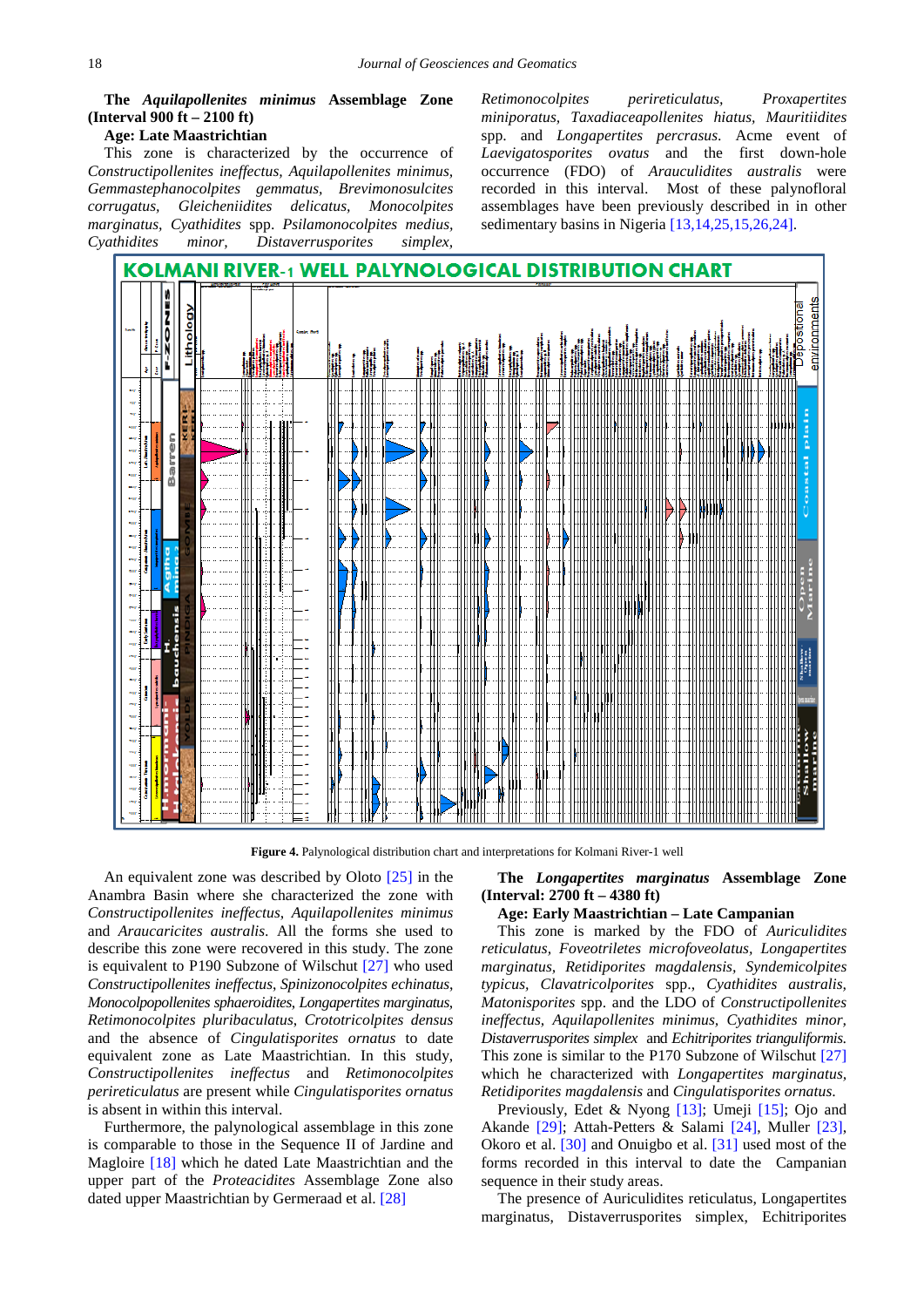**The *Aquilapollenites minimus* Assemblage Zone (Interval 900 ft – 2100 ft)**

**Age: Late Maastrichtian**

This zone is characterized by the occurrence of *Constructipollenites ineffectus, Aquilapollenites minimus, Gemmastephanocolpites gemmatus, Brevimonosulcites corrugatus, Gleicheniidites delicatus, Monocolpites marginatus, Cyathidites* spp. *Psilamonocolpites medius, Cyathidites minor, Distaverrusporites simplex, Retimonocolpites perireticulatus, Proxapertites miniporatus, Taxadiaceapollenites hiatus, Mauritiidites* spp. and *Longapertites percrasus.* Acme event of *Laevigatosporites ovatus* and the first down-hole occurrence (FDO) of *Arauculidites australis* were recorded in this interval. Most of these palynofloral assemblages have been previously described in in other sedimentary basins in Nigeria [13,14,25,15,26,24].

**Figure 4.** Palynological distribution chart and interpretations for Kolmani River-1 well

An equivalent zone was described by Oloto [25] in the Anambra Basin where she characterized the zone with *Constructipollenites ineffectus, Aquilapollenites minimus* and *Araucaricites australis*. All the forms she used to describe this zone were recovered in this study. The zone is equivalent to P190 Subzone of Wilschut [27] who used *Constructipollenites ineffectus, Spinizonocolpites echinatus, Monocolpopollenites sphaeroidites, Longapertites marginatus, Retimonocolpites pluribaculatus, Crototricolpites densus* and the absence of *Cingulatisporites ornatus* to date equivalent zone as Late Maastrichtian. In this study, *Constructipollenites ineffectus* and *Retimonocolpites perireticulatus* are present while *Cingulatisporites ornatus* is absent in within this interval.

Furthermore, the palynological assemblage in this zone is comparable to those in the Sequence II of Jardine and Magloire [18] which he dated Late Maastrichtian and the upper part of the *Proteacidites* Assemblage Zone also dated upper Maastrichtian by Germeraad et al. [28]

**The *Longapertites marginatus* Assemblage Zone (Interval: 2700 ft – 4380 ft)**

**Age: Early Maastrichtian – Late Campanian**

This zone is marked by the FDO of *Auriculidites reticulatus, Foveotriletes microfoveolatus, Longapertites marginatus, Retidiporites magdalensis, Syndemicolpites typicus, Clavatricolpites* spp., *Cyathidites australis, Matonisporites* spp. and the LDO of *Constructipollenites ineffectus, Aquilapollenites minimus, Cyathidites minor, Distaverrusporites simplex* and *Echitriporites trianguliformis.* This zone is similar to the P170 Subzone of Wilschut [27] which he characterized with *Longapertites marginatus, Retidiporites magdalensis* and *Cingulatisporites ornatus.*

Previously, Edet & Nyong [13]; Umeji [15]; Ojo and Akande [29]; Attah-Petters & Salami [24], Muller [23], Okoro et al. [30] and Onuigbo et al. [31] used most of the forms recorded in this interval to date the Campanian sequence in their study areas.

The presence of Auriculidites reticulatus, Longapertites marginatus, Distaverrusporites simplex, Echitriporites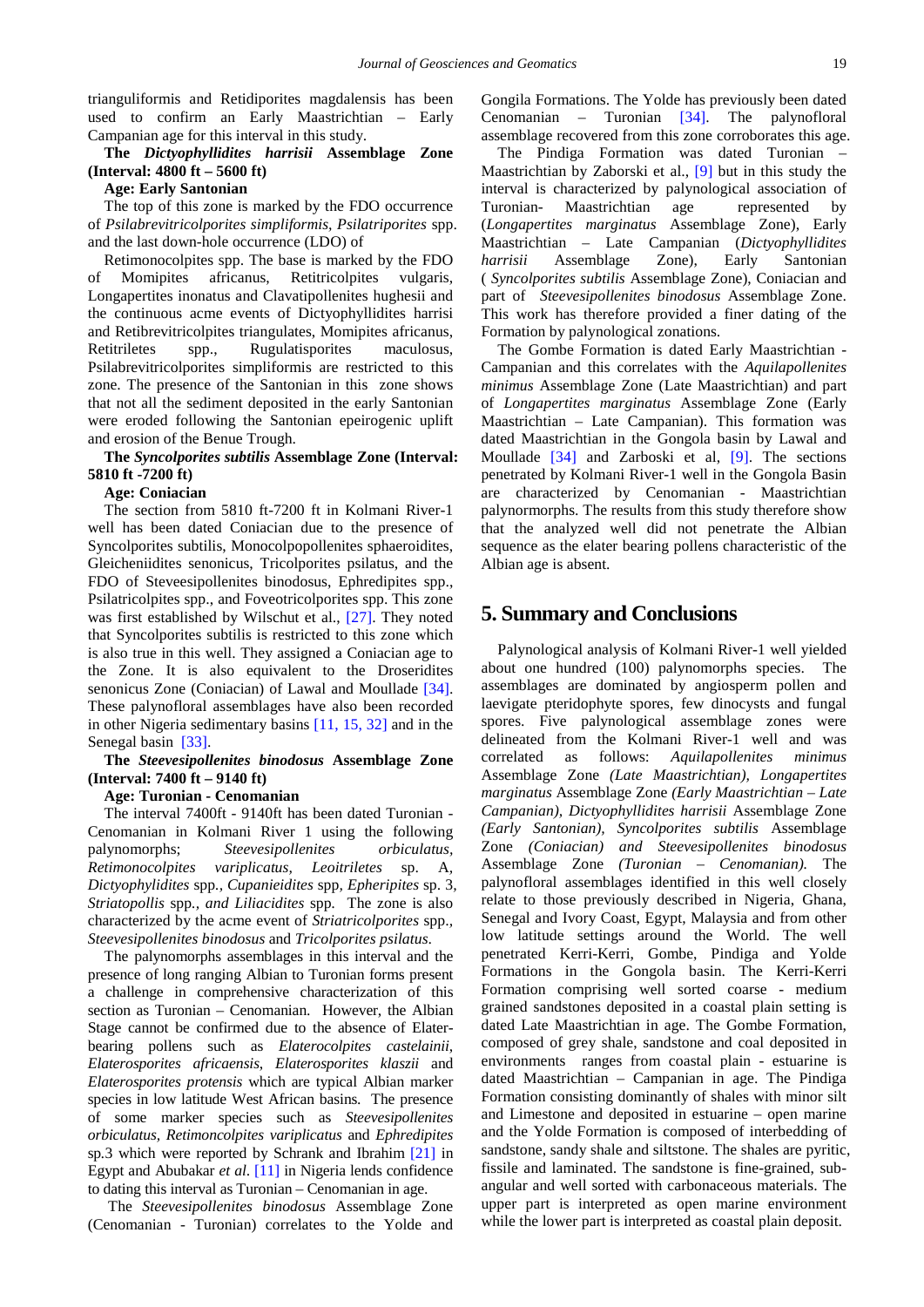trianguliformis and Retidiporites magdalensis has been used to confirm an Early Maastrichtian – Early Campanian age for this interval in this study.

**The *Dictyophyllidites harrisii* Assemblage Zone (Interval: 4800 ft – 5600 ft)**

**Age: Early Santonian**

The top of this zone is marked by the FDO occurrence of *Psilabrevitricolporites simpliformis*, *Psilatriporites* spp. and the last down-hole occurrence (LDO) of

Retimonocolpites spp. The base is marked by the FDO of Momipites africanus, Retitricolpites vulgaris, Longapertites inonatus and Clavatipollenites hughesii and the continuous acme events of Dictyophyllidites harrisi and Retibrevitricolpites triangulates, Momipites africanus, Retitriletes spp., Rugulatisporites maculosus, Psilabrevitricolporites simpliformis are restricted to this zone. The presence of the Santonian in this zone shows that not all the sediment deposited in the early Santonian were eroded following the Santonian epeirogenic uplift and erosion of the Benue Trough.

**The *Syncolporites subtilis* Assemblage Zone (Interval: 5810 ft -7200 ft)**

**Age: Coniacian**

The section from 5810 ft-7200 ft in Kolmani River-1 well has been dated Coniacian due to the presence of Syncolporites subtilis, Monocolpopollenites sphaeroidites, Gleicheniidites senonicus, Tricolporites psilatus, and the FDO of Steveesipollenites binodosus, Ephredipites spp., Psilatricolpites spp., and Foveotricolporites spp. This zone was first established by Wilschut et al., [27]. They noted that Syncolporites subtilis is restricted to this zone which is also true in this well. They assigned a Coniacian age to the Zone. It is also equivalent to the Droseridites senonicus Zone (Coniacian) of Lawal and Moullade [34]. These palynofloral assemblages have also been recorded in other Nigeria sedimentary basins [11, 15, 32] and in the Senegal basin [33].

**The *Steevesipollenites binodosus* Assemblage Zone (Interval: 7400 ft – 9140 ft)**

**Age: Turonian - Cenomanian**

The interval 7400ft - 9140ft has been dated Turonian - Cenomanian in Kolmani River 1 using the following palynomorphs; *Steevesipollenites orbiculatus*, *Retimonocolpites variplicatus, Leoitriletes* sp. A, *Dictyophylidites* spp., *Cupanieidites* spp, *Epheripites* sp. 3, *Striatopollis* spp., *and Liliacidites* spp. The zone is also characterized by the acme event of *Striatricolporites* spp., *Steevesipollenites binodosus* and *Tricolporites psilatus*.

The palynomorphs assemblages in this interval and the presence of long ranging Albian to Turonian forms present a challenge in comprehensive characterization of this section as Turonian – Cenomanian. However, the Albian Stage cannot be confirmed due to the absence of Elater-bearing pollens such as *Elaterocolpites castelainii*, *Elaterosporites africaensis*, *Elaterosporites klaszii* and *Elaterosporites protensis* which are typical Albian marker species in low latitude West African basins. The presence of some marker species such as *Steevesipollenites orbiculatus*, *Retimoncolpites variplicatus* and *Ephredipites* sp.3 which were reported by Schrank and Ibrahim [21] in Egypt and Abubakar *et al.* [11] in Nigeria lends confidence to dating this interval as Turonian – Cenomanian in age.

The *Steevesipollenites binodosus* Assemblage Zone (Cenomanian - Turonian) correlates to the Yolde and Gongila Formations. The Yolde has previously been dated Cenomanian – Turonian [34]. The palynofloral assemblage recovered from this zone corroborates this age.

The Pindiga Formation was dated Turonian – Maastrichtian by Zaborski et al., [9] but in this study the interval is characterized by palynological association of Turonian- Maastrichtian age represented by (*Longapertites marginatus* Assemblage Zone), Early Maastrichtian – Late Campanian (*Dictyophyllidites harrisii* Assemblage Zone), Early Santonian (*Syncolporites subtilis* Assemblage Zone), Coniacian and part of *Steevesipollenites binodosus* Assemblage Zone. This work has therefore provided a finer dating of the Formation by palynological zonations.

The Gombe Formation is dated Early Maastrichtian - Campanian and this correlates with the *Aquilapollenites minimus* Assemblage Zone (Late Maastrichtian) and part of *Longapertites marginatus* Assemblage Zone (Early Maastrichtian – Late Campanian). This formation was dated Maastrichtian in the Gongola basin by Lawal and Moullade [34] and Zarboski et al, [9]. The sections penetrated by Kolmani River-1 well in the Gongola Basin are characterized by Cenomanian - Maastrichtian palynormorphs. The results from this study therefore show that the analyzed well did not penetrate the Albian sequence as the elater bearing pollens characteristic of the Albian age is absent.

## 5. Summary and Conclusions

Palynological analysis of Kolmani River-1 well yielded about one hundred (100) palynomorphs species. The assemblages are dominated by angiosperm pollen and laevigate pteridophyte spores, few dinocysts and fungal spores. Five palynological assemblage zones were delineated from the Kolmani River-1 well and was correlated as follows: *Aquilapollenites minimus* Assemblage Zone *(Late Maastrichtian), Longapertites marginatus* Assemblage Zone *(Early Maastrichtian – Late Campanian), Dictyophyllidites harrisii* Assemblage Zone *(Early Santonian), Syncolporites subtilis* Assemblage Zone *(Coniacian) and Steevesipollenites binodosus* Assemblage Zone *(Turonian – Cenomanian).* The palynofloral assemblages identified in this well closely relate to those previously described in Nigeria, Ghana, Senegal and Ivory Coast, Egypt, Malaysia and from other low latitude settings around the World. The well penetrated Kerri-Kerri, Gombe, Pindiga and Yolde Formations in the Gongola basin. The Kerri-Kerri Formation comprising well sorted coarse - medium grained sandstones deposited in a coastal plain setting is dated Late Maastrichtian in age. The Gombe Formation, composed of grey shale, sandstone and coal deposited in environments ranges from coastal plain - estuarine is dated Maastrichtian – Campanian in age. The Pindiga Formation consisting dominantly of shales with minor silt and Limestone and deposited in estuarine – open marine and the Yolde Formation is composed of interbedding of sandstone, sandy shale and siltstone. The shales are pyritic, fissile and laminated. The sandstone is fine-grained, sub-angular and well sorted with carbonaceous materials. The upper part is interpreted as open marine environment while the lower part is interpreted as coastal plain deposit.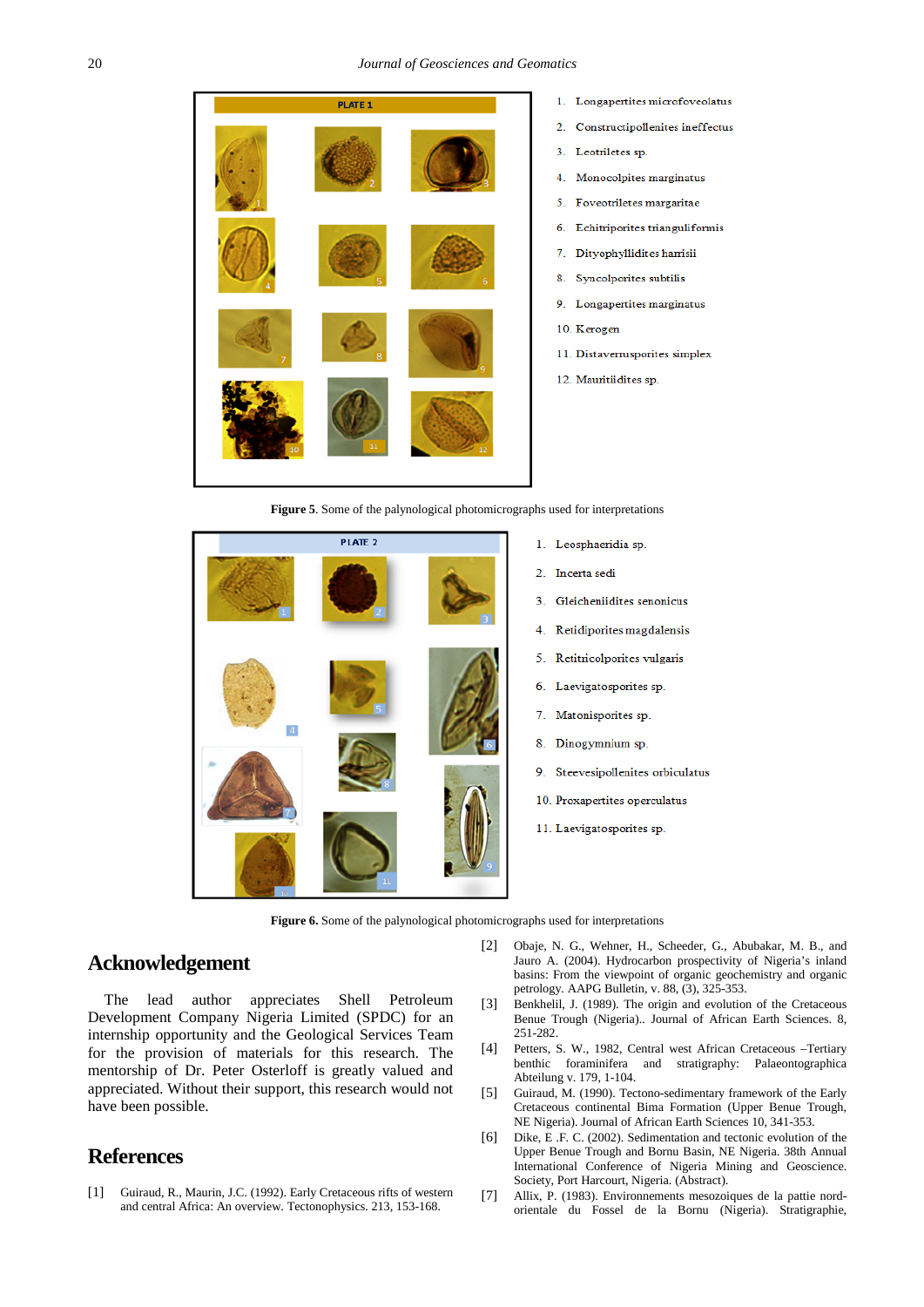1. Longapertites microfoveolatus
2. Constructipollenites ineffectus
3. Leotriletes sp.
4. Monocolpites marginatus
5. Foveotriletes margaritae
6. Echitriporites trianguliformis
7. Dityophyllidites harrisii
8. Syncolporites subtilis
9. Longapertites marginatus
10. Kerogen
11. Distaverrusporites simplex
12. Mauritiidites sp.

**Figure 5**. Some of the palynological photomicrographs used for interpretations

1. Leosphaeridia sp.
2. Incerta sedi
3. Gleicheniidites senonicus
4. Retidiporites magdalensis
5. Retitricolporites vulgaris
6. Laevigatosporites sp.
7. Matonisporites sp.
8. Dinogymnium sp.
9. Steevesipollenites orbiculatus
10. Proxapertites operculatus
11. Laevigatosporites sp.

**Figure 6.** Some of the palynological photomicrographs used for interpretations

## Acknowledgement

The lead author appreciates Shell Petroleum Development Company Nigeria Limited (SPDC) for an internship opportunity and the Geological Services Team for the provision of materials for this research. The mentorship of Dr. Peter Osterloff is greatly valued and appreciated. Without their support, this research would not have been possible.

## References

[1] Guiraud, R., Maurin, J.C. (1992). Early Cretaceous rifts of western and central Africa: An overview. Tectonophysics. 213, 153-168.

[2] Obaje, N. G., Wehner, H., Scheeder, G., Abubakar, M. B., and Jauro A. (2004). Hydrocarbon prospectivity of Nigeria's inland basins: From the viewpoint of organic geochemistry and organic petrology. AAPG Bulletin, v. 88, (3), 325-353.

[3] Benkhelil, J. (1989). The origin and evolution of the Cretaceous Benue Trough (Nigeria).. Journal of African Earth Sciences. 8, 251-282.

[4] Petters, S. W., 1982, Central west African Cretaceous –Tertiary benthic foraminifera and stratigraphy: Palaeontographica Abteilung v. 179, 1-104.

[5] Guiraud, M. (1990). Tectono-sedimentary framework of the Early Cretaceous continental Bima Formation (Upper Benue Trough, NE Nigeria). Journal of African Earth Sciences 10, 341-353.

[6] Dike, E .F. C. (2002). Sedimentation and tectonic evolution of the Upper Benue Trough and Bornu Basin, NE Nigeria. 38th Annual International Conference of Nigeria Mining and Geoscience. Society, Port Harcourt, Nigeria. (Abstract).

[7] Allix, P. (1983). Environnements mesozoiques de la pattie nord-orientale du Fossel de la Bornu (Nigeria). Stratigraphie,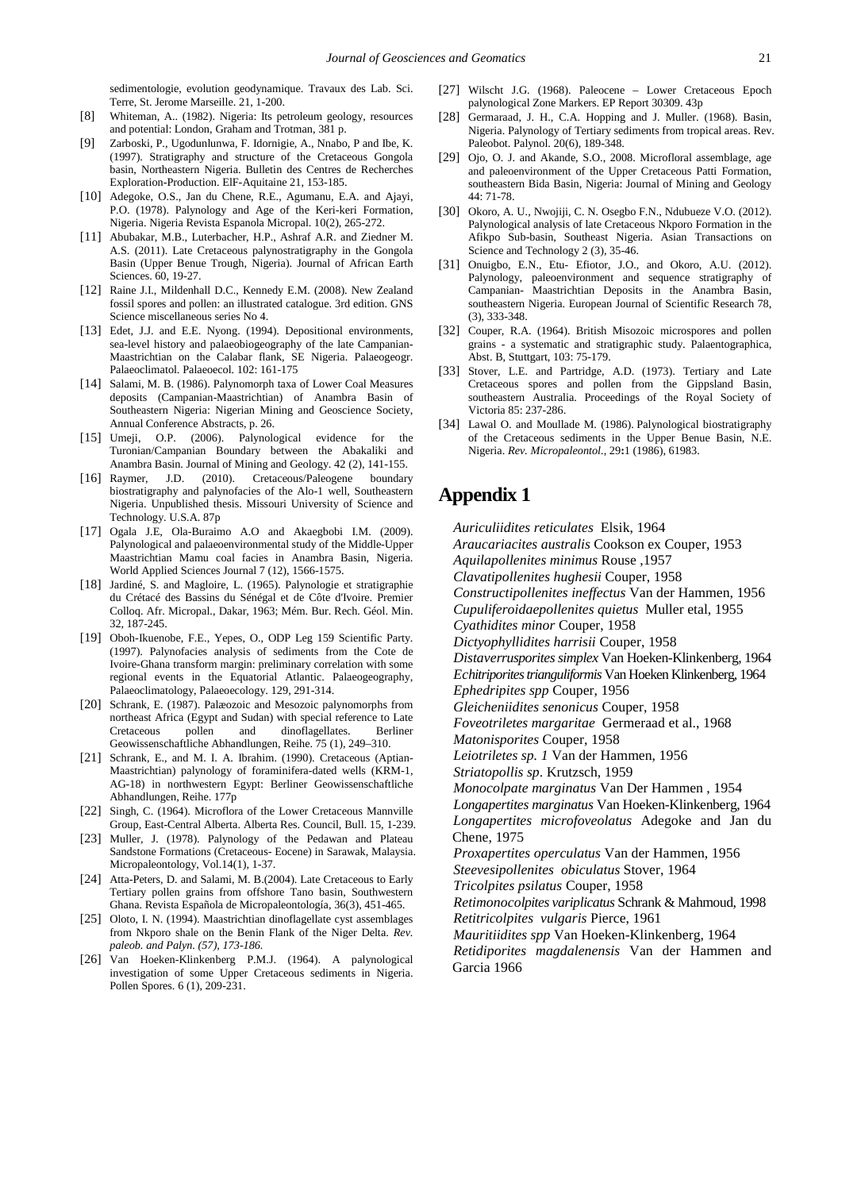sedimentologie, evolution geodynamique. Travaux des Lab. Sci. Terre, St. Jerome Marseille. 21, 1-200.

[8] Whiteman, A.. (1982). Nigeria: Its petroleum geology, resources and potential: London, Graham and Trotman, 381 p.

[9] Zarboski, P., Ugodunlunwa, F. Idornigie, A., Nnabo, P and Ibe, K. (1997). Stratigraphy and structure of the Cretaceous Gongola basin, Northeastern Nigeria. Bulletin des Centres de Recherches Exploration-Production. ElF-Aquitaine 21, 153-185.

[10] Adegoke, O.S., Jan du Chene, R.E., Agumanu, E.A. and Ajayi, P.O. (1978). Palynology and Age of the Keri-keri Formation, Nigeria. Nigeria Revista Espanola Micropal. 10(2), 265-272.

[11] Abubakar, M.B., Luterbacher, H.P., Ashraf A.R. and Ziedner M. A.S. (2011). Late Cretaceous palynostratigraphy in the Gongola Basin (Upper Benue Trough, Nigeria). Journal of African Earth Sciences. 60, 19-27.

[12] Raine J.I., Mildenhall D.C., Kennedy E.M. (2008). New Zealand fossil spores and pollen: an illustrated catalogue. 3rd edition. GNS Science miscellaneous series No 4.

[13] Edet, J.J. and E.E. Nyong. (1994). Depositional environments, sea-level history and palaeobiogeography of the late Campanian-Maastrichtian on the Calabar flank, SE Nigeria. Palaeogeogr. Palaeoclimatol. Palaeoecol. 102: 161-175

[14] Salami, M. B. (1986). Palynomorph taxa of Lower Coal Measures deposits (Campanian-Maastrichtian) of Anambra Basin of Southeastern Nigeria: Nigerian Mining and Geoscience Society, Annual Conference Abstracts, p. 26.

[15] Umeji, O.P. (2006). Palynological evidence for the Turonian/Campanian Boundary between the Abakaliki and Anambra Basin. Journal of Mining and Geology. 42 (2), 141-155.

[16] Raymer, J.D. (2010). Cretaceous/Paleogene boundary biostratigraphy and palynofacies of the Alo-1 well, Southeastern Nigeria. Unpublished thesis. Missouri University of Science and Technology. U.S.A. 87p

[17] Ogala J.E, Ola-Buraimo A.O and Akaegbobi I.M. (2009). Palynological and palaeoenvironmental study of the Middle-Upper Maastrichtian Mamu coal facies in Anambra Basin, Nigeria. World Applied Sciences Journal 7 (12), 1566-1575.

[18] Jardiné, S. and Magloire, L. (1965). Palynologie et stratigraphie du Crétacé des Bassins du Sénégal et de Côte d'Ivoire. Premier Colloq. Afr. Micropal., Dakar, 1963; Mém. Bur. Rech. Géol. Min. 32, 187-245.

[19] Oboh-Ikuenobe, F.E., Yepes, O., ODP Leg 159 Scientific Party. (1997). Palynofacies analysis of sediments from the Cote de Ivoire-Ghana transform margin: preliminary correlation with some regional events in the Equatorial Atlantic. Palaeogeography, Palaeoclimatology, Palaeoecology. 129, 291-314.

[20] Schrank, E. (1987). Palæozoic and Mesozoic palynomorphs from northeast Africa (Egypt and Sudan) with special reference to Late Cretaceous pollen and dinoflagellates. Berliner Geowissenschaftliche Abhandlungen, Reihe. 75 (1), 249–310.

[21] Schrank, E., and M. I. A. Ibrahim. (1990). Cretaceous (Aptian-Maastrichtian) palynology of foraminifera-dated wells (KRM-1, AG-18) in northwestern Egypt: Berliner Geowissenschaftliche Abhandlungen, Reihe. 177p

[22] Singh, C. (1964). Microflora of the Lower Cretaceous Mannville Group, East-Central Alberta. Alberta Res. Council, Bull. 15, 1-239.

[23] Muller, J. (1978). Palynology of the Pedawan and Plateau Sandstone Formations (Cretaceous- Eocene) in Sarawak, Malaysia. Micropaleontology, Vol.14(1), 1-37.

[24] Atta-Peters, D. and Salami, M. B.(2004). Late Cretaceous to Early Tertiary pollen grains from offshore Tano basin, Southwestern Ghana. Revista Española de Micropaleontología, 36(3), 451-465.

[25] Oloto, I. N. (1994). Maastrichtian dinoflagellate cyst assemblages from Nkporo shale on the Benin Flank of the Niger Delta. *Rev. paleob. and Palyn. (57), 173-186.*

[26] Van Hoeken-Klinkenberg P.M.J. (1964). A palynological investigation of some Upper Cretaceous sediments in Nigeria. Pollen Spores. 6 (1), 209-231.

[27] Wilscht J.G. (1968). Paleocene – Lower Cretaceous Epoch palynological Zone Markers. EP Report 30309. 43p

[28] Germaraad, J. H., C.A. Hopping and J. Muller. (1968). Basin, Nigeria. Palynology of Tertiary sediments from tropical areas. Rev. Paleobot. Palynol. 20(6), 189-348.

[29] Ojo, O. J. and Akande, S.O., 2008. Microfloral assemblage, age and paleoenvironment of the Upper Cretaceous Patti Formation, southeastern Bida Basin, Nigeria: Journal of Mining and Geology 44: 71-78.

[30] Okoro, A. U., Nwojiji, C. N. Osegbo F.N., Ndubueze V.O. (2012). Palynological analysis of late Cretaceous Nkporo Formation in the Afikpo Sub-basin, Southeast Nigeria. Asian Transactions on Science and Technology 2 (3), 35-46.

[31] Onuigbo, E.N., Etu- Efiotor, J.O., and Okoro, A.U. (2012). Palynology, paleoenvironment and sequence stratigraphy of Campanian- Maastrichtian Deposits in the Anambra Basin, southeastern Nigeria. European Journal of Scientific Research 78, (3), 333-348.

[32] Couper, R.A. (1964). British Misozoic microspores and pollen grains - a systematic and stratigraphic study. Palaentographica, Abst. B, Stuttgart, 103: 75-179.

[33] Stover, L.E. and Partridge, A.D. (1973). Tertiary and Late Cretaceous spores and pollen from the Gippsland Basin, southeastern Australia. Proceedings of the Royal Society of Victoria 85: 237-286.

[34] Lawal O. and Moullade M. (1986). Palynological biostratigraphy of the Cretaceous sediments in the Upper Benue Basin, N.E. Nigeria. *Rev. Micropaleontol*., 29**:**1 (1986), 61983.

# Appendix 1

*Auriculiidites reticulates* Elsik, 1964
*Araucariacites australis* Cookson ex Couper, 1953
*Aquilapollenites minimus* Rouse ,1957
*Clavatipollenites hughesii* Couper, 1958
*Constructipollenites ineffectus* Van der Hammen, 1956
*Cupuliferoidaepollenites quietus* Muller etal, 1955
*Cyathidites minor* Couper, 1958
*Dictyophyllidites harrisii* Couper, 1958
*Distaverrusporites simplex* Van Hoeken-Klinkenberg, 1964
*Echitriporites trianguliformis* Van Hoeken Klinkenberg, 1964
*Ephedripites spp* Couper, 1956
*Gleicheniidites senonicus* Couper, 1958
*Foveotriletes margaritae* Germeraad et al., 1968
*Matonisporites* Couper, 1958
*Leiotriletes sp. 1* Van der Hammen, 1956
*Striatopollis sp*. Krutzsch, 1959
*Monocolpate marginatus* Van Der Hammen , 1954
*Longapertites marginatus* Van Hoeken-Klinkenberg, 1964
*Longapertites microfoveolatus* Adegoke and Jan du Chene, 1975
*Proxapertites operculatus* Van der Hammen, 1956
*Steevesipollenites obiculatus* Stover, 1964
*Tricolpites psilatus* Couper, 1958
*Retimonocolpites variplicatus* Schrank & Mahmoud, 1998
*Retitricolpites vulgaris* Pierce, 1961
*Mauritiidites spp* Van Hoeken-Klinkenberg, 1964
*Retidiporites magdalenensis* Van der Hammen and Garcia 1966